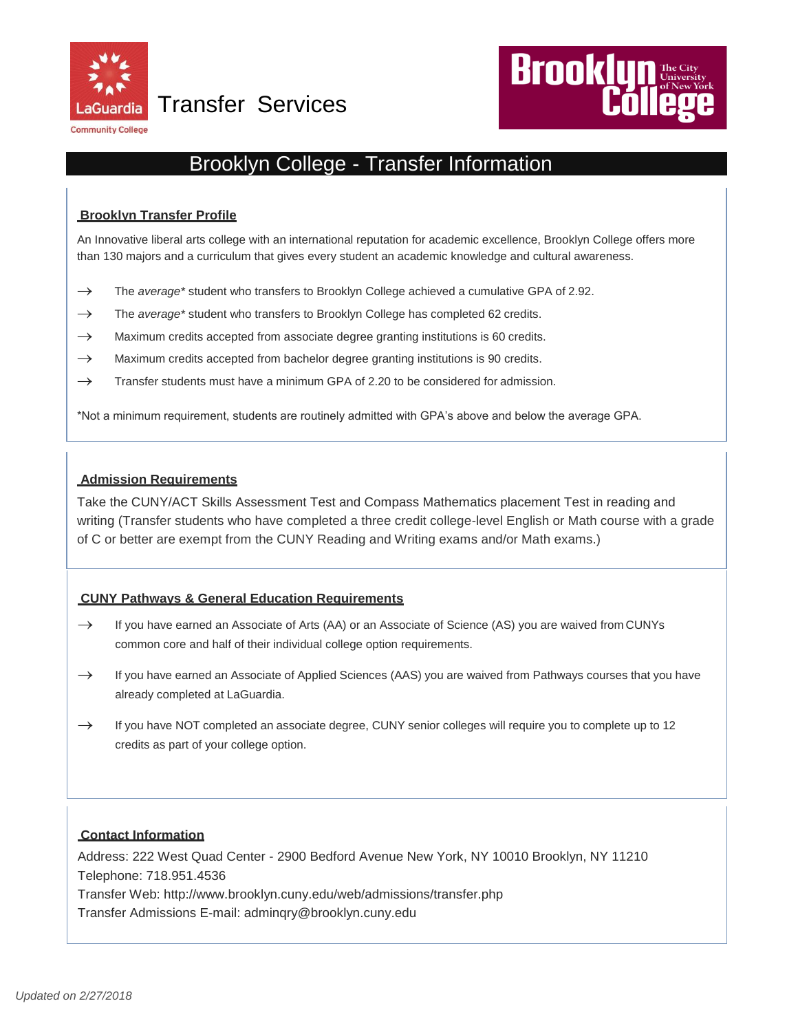LaGuardia Community College Transfer Services

Brooklyn College The City University of New York

# Brooklyn College - Transfer Information

## Brooklyn Transfer Profile

An Innovative liberal arts college with an international reputation for academic excellence, Brooklyn College offers more than 130 majors and a curriculum that gives every student an academic knowledge and cultural awareness.

- → The *average** student who transfers to Brooklyn College achieved a cumulative GPA of 2.92.
- → The *average** student who transfers to Brooklyn College has completed 62 credits.
- → Maximum credits accepted from associate degree granting institutions is 60 credits.
- → Maximum credits accepted from bachelor degree granting institutions is 90 credits.
- → Transfer students must have a minimum GPA of 2.20 to be considered for admission.

*Not a minimum requirement, students are routinely admitted with GPA's above and below the average GPA.

## Admission Requirements

Take the CUNY/ACT Skills Assessment Test and Compass Mathematics placement Test in reading and writing (Transfer students who have completed a three credit college-level English or Math course with a grade of C or better are exempt from the CUNY Reading and Writing exams and/or Math exams.)

## CUNY Pathways & General Education Requirements

- → If you have earned an Associate of Arts (AA) or an Associate of Science (AS) you are waived from CUNYs common core and half of their individual college option requirements.
- → If you have earned an Associate of Applied Sciences (AAS) you are waived from Pathways courses that you have already completed at LaGuardia.
- → If you have NOT completed an associate degree, CUNY senior colleges will require you to complete up to 12 credits as part of your college option.

## Contact Information

Address: 222 West Quad Center - 2900 Bedford Avenue New York, NY 10010 Brooklyn, NY 11210
Telephone: 718.951.4536
Transfer Web: http://www.brooklyn.cuny.edu/web/admissions/transfer.php
Transfer Admissions E-mail: adminqry@brooklyn.cuny.edu

*Updated on 2/27/2018*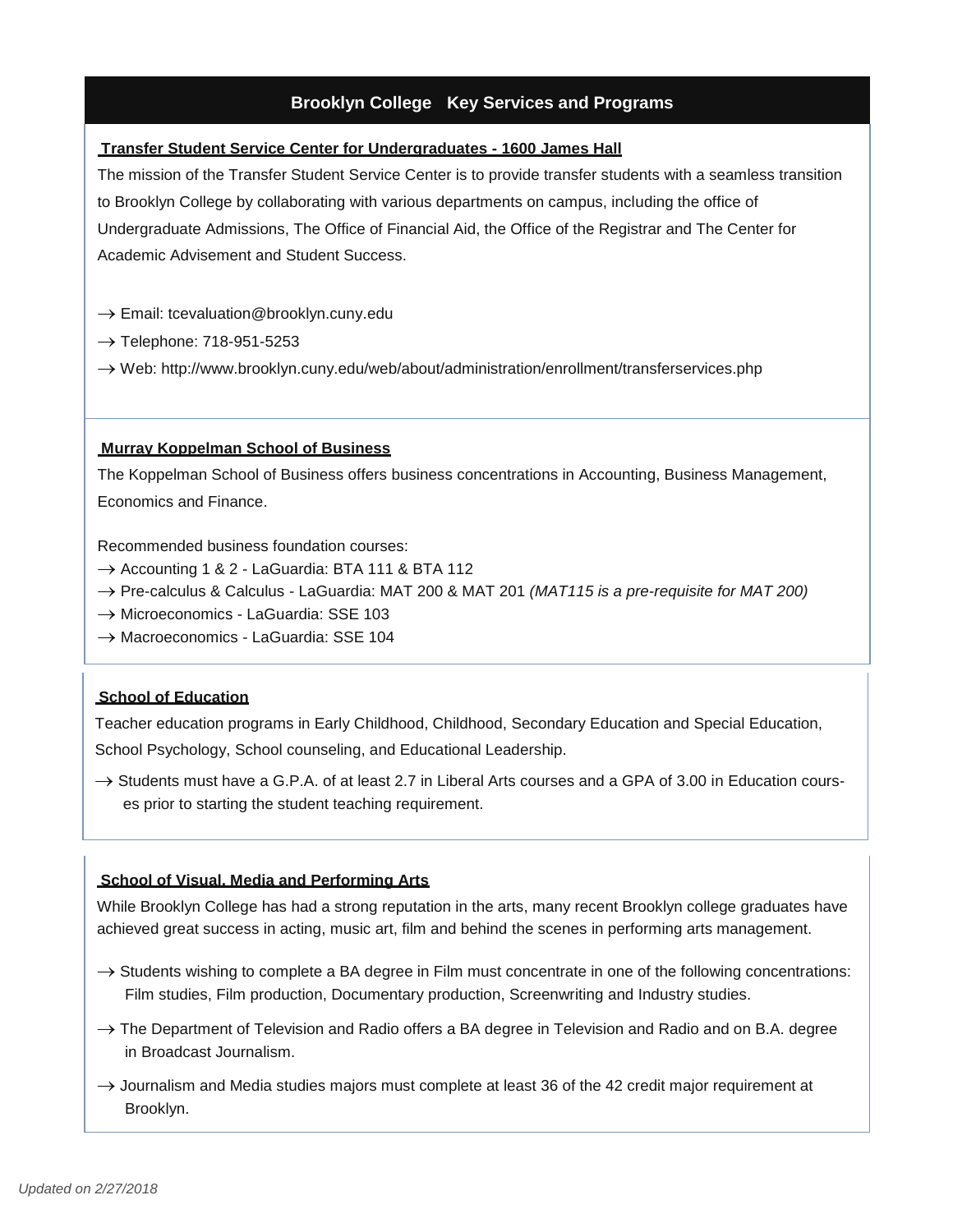## Brooklyn College Key Services and Programs

### Transfer Student Service Center for Undergraduates - 1600 James Hall

The mission of the Transfer Student Service Center is to provide transfer students with a seamless transition to Brooklyn College by collaborating with various departments on campus, including the office of Undergraduate Admissions, The Office of Financial Aid, the Office of the Registrar and The Center for Academic Advisement and Student Success.

→ Email: tcevaluation@brooklyn.cuny.edu

→ Telephone: 718-951-5253

→ Web: http://www.brooklyn.cuny.edu/web/about/administration/enrollment/transferservices.php

### Murray Koppelman School of Business

The Koppelman School of Business offers business concentrations in Accounting, Business Management, Economics and Finance.

Recommended business foundation courses:

→ Accounting 1 & 2 - LaGuardia: BTA 111 & BTA 112

→ Pre-calculus & Calculus - LaGuardia: MAT 200 & MAT 201 *(MAT115 is a pre-requisite for MAT 200)*

→ Microeconomics - LaGuardia: SSE 103

→ Macroeconomics - LaGuardia: SSE 104

### School of Education

Teacher education programs in Early Childhood, Childhood, Secondary Education and Special Education, School Psychology, School counseling, and Educational Leadership.

→ Students must have a G.P.A. of at least 2.7 in Liberal Arts courses and a GPA of 3.00 in Education courses prior to starting the student teaching requirement.

### School of Visual, Media and Performing Arts

While Brooklyn College has had a strong reputation in the arts, many recent Brooklyn college graduates have achieved great success in acting, music art, film and behind the scenes in performing arts management.

→ Students wishing to complete a BA degree in Film must concentrate in one of the following concentrations: Film studies, Film production, Documentary production, Screenwriting and Industry studies.

→ The Department of Television and Radio offers a BA degree in Television and Radio and on B.A. degree in Broadcast Journalism.

→ Journalism and Media studies majors must complete at least 36 of the 42 credit major requirement at Brooklyn.

*Updated on 2/27/2018*